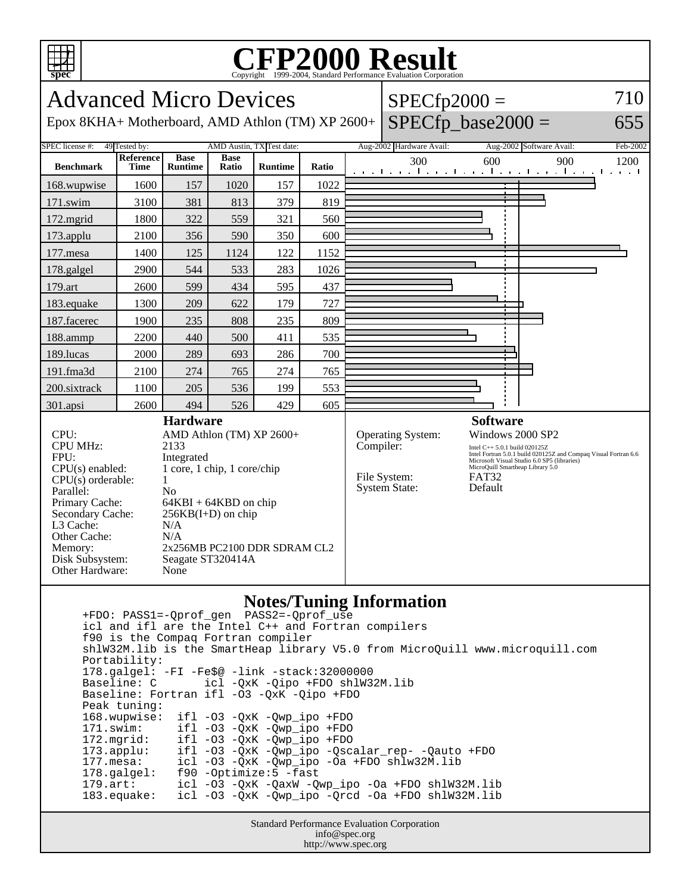# CFP2000 Result

Copyright 1999-2004, Standard Performance Evaluation Corporation

## Advanced Micro Devices

Epox 8KHA+ Motherboard, AMD Athlon (TM) XP 2600+

SPECfp2000 = 710

SPECfp_base2000 = 655

SPEC license #: 49 | Tested by: AMD Austin, TX | Test date: Aug-2002 | Hardware Avail: Aug-2002 | Software Avail: Feb-2002

| Benchmark | Reference Time | Base Runtime | Base Ratio | Runtime | Ratio |
|---|---|---|---|---|---|
| 168.wupwise | 1600 | 157 | 1020 | 157 | 1022 |
| 171.swim | 3100 | 381 | 813 | 379 | 819 |
| 172.mgrid | 1800 | 322 | 559 | 321 | 560 |
| 173.applu | 2100 | 356 | 590 | 350 | 600 |
| 177.mesa | 1400 | 125 | 1124 | 122 | 1152 |
| 178.galgel | 2900 | 544 | 533 | 283 | 1026 |
| 179.art | 2600 | 599 | 434 | 595 | 437 |
| 183.equake | 1300 | 209 | 622 | 179 | 727 |
| 187.facerec | 1900 | 235 | 808 | 235 | 809 |
| 188.ammp | 2200 | 440 | 500 | 411 | 535 |
| 189.lucas | 2000 | 289 | 693 | 286 | 700 |
| 191.fma3d | 2100 | 274 | 765 | 274 | 765 |
| 200.sixtrack | 1100 | 205 | 536 | 199 | 553 |
| 301.apsi | 2600 | 494 | 526 | 429 | 605 |

### Hardware

| | |
|---|---|
| CPU: | AMD Athlon (TM) XP 2600+ |
| CPU MHz: | 2133 |
| FPU: | Integrated |
| CPU(s) enabled: | 1 core, 1 chip, 1 core/chip |
| CPU(s) orderable: | 1 |
| Parallel: | No |
| Primary Cache: | 64KBI + 64KBD on chip |
| Secondary Cache: | 256KB(I+D) on chip |
| L3 Cache: | N/A |
| Other Cache: | N/A |
| Memory: | 2x256MB PC2100 DDR SDRAM CL2 |
| Disk Subsystem: | Seagate ST320414A |
| Other Hardware: | None |

### Software

| | |
|---|---|
| Operating System: | Windows 2000 SP2 |
| Compiler: | Intel C++ 5.0.1 build 020125Z<br>Intel Fortran 5.0.1 build 020125Z and Compaq Visual Fortran 6.6<br>Microsoft Visual Studio 6.0 SP5 (libraries)<br>MicroQuill Smartheap Library 5.0 |
| File System: | FAT32 |
| System State: | Default |

### Notes/Tuning Information

```
+FDO: PASS1=-Qprof_gen  PASS2=-Qprof_use
icl and ifl are the Intel C++ and Fortran compilers
f90 is the Compaq Fortran compiler
shlW32M.lib is the SmartHeap library V5.0 from MicroQuill www.microquill.com
Portability:
178.galgel: -FI -Fe$@ -link -stack:32000000
Baseline: C       icl -QxK -Qipo +FDO shlW32M.lib
Baseline: Fortran ifl -O3 -QxK -Qipo +FDO
Peak tuning:
168.wupwise:  ifl -O3 -QxK -Qwp_ipo +FDO
171.swim:     ifl -O3 -QxK -Qwp_ipo +FDO
172.mgrid:    ifl -O3 -QxK -Qwp_ipo +FDO
173.applu:    ifl -O3 -QxK -Qwp_ipo -Qscalar_rep- -Qauto +FDO
177.mesa:     icl -O3 -QxK -Qwp_ipo -Oa +FDO shlw32M.lib
178.galgel:   f90 -Optimize:5 -fast
179.art:      icl -O3 -QxK -QaxW -Qwp_ipo -Oa +FDO shlW32M.lib
183.equake:   icl -O3 -QxK -Qwp_ipo -Qrcd -Oa +FDO shlW32M.lib
```

Standard Performance Evaluation Corporation
info@spec.org
http://www.spec.org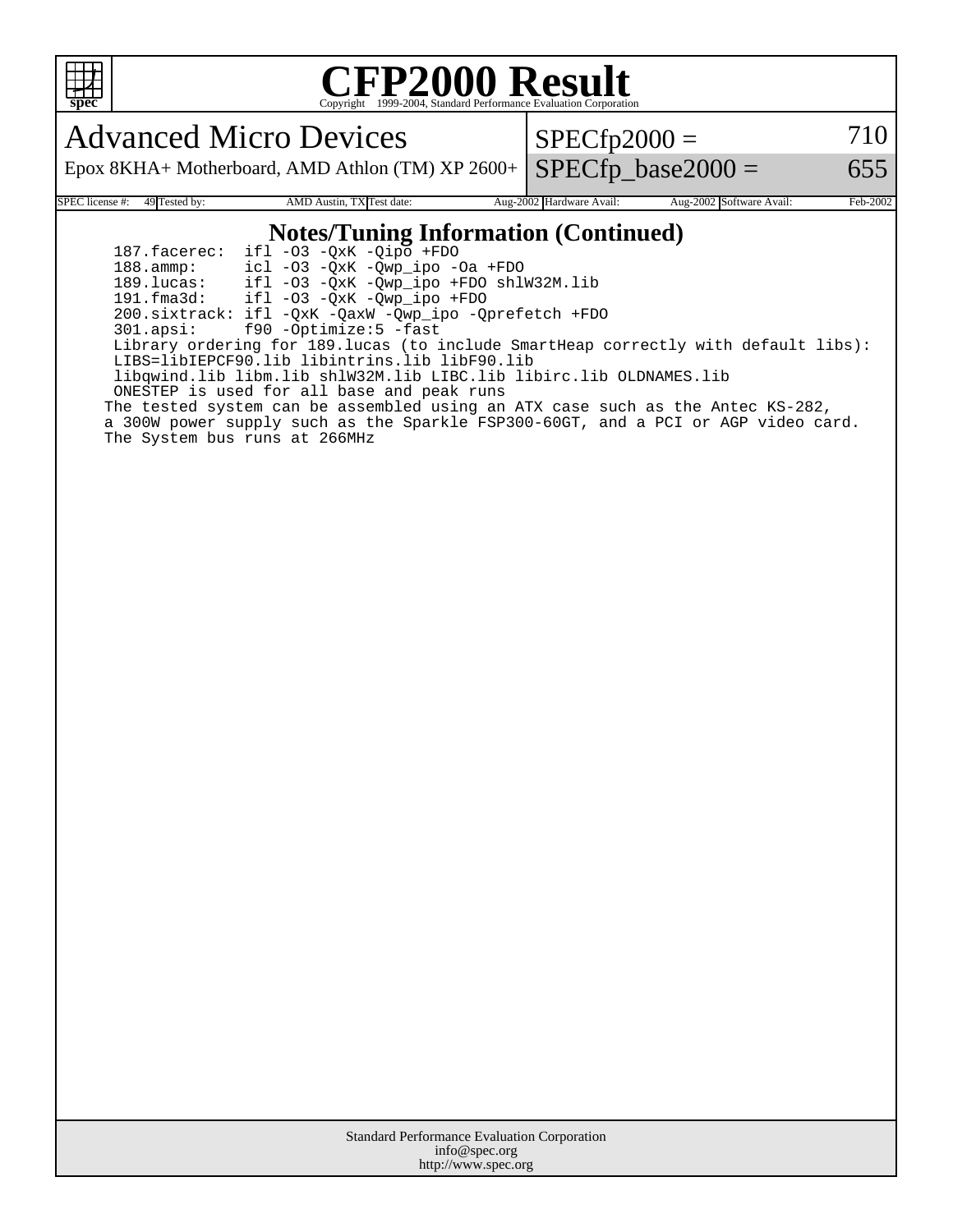# CFP2000 Result

Copyright 1999-2004, Standard Performance Evaluation Corporation

## Advanced Micro Devices

Epox 8KHA+ Motherboard, AMD Athlon (TM) XP 2600+

SPECfp2000 = 710

SPECfp_base2000 = 655

| SPEC license #: | Tested by: | Test date: | Hardware Avail: | Software Avail: |
| --- | --- | --- | --- | --- |
| 49 | AMD Austin, TX | Aug-2002 | Aug-2002 | Feb-2002 |

## Notes/Tuning Information (Continued)

```
  187.facerec:  ifl -O3 -QxK -Qipo +FDO
  188.ammp:     icl -O3 -QxK -Qwp_ipo -Oa +FDO
  189.lucas:    ifl -O3 -QxK -Qwp_ipo +FDO shlW32M.lib
  191.fma3d:    ifl -O3 -QxK -Qwp_ipo +FDO
  200.sixtrack: ifl -QxK -QaxW -Qwp_ipo -Qprefetch +FDO
  301.apsi:     f90 -Optimize:5 -fast
  Library ordering for 189.lucas (to include SmartHeap correctly with default libs):
  LIBS=libIEPCF90.lib libintrins.lib libF90.lib
  libqwind.lib libm.lib shlW32M.lib LIBC.lib libirc.lib OLDNAMES.lib
  ONESTEP is used for all base and peak runs
The tested system can be assembled using an ATX case such as the Antec KS-282,
a 300W power supply such as the Sparkle FSP300-60GT, and a PCI or AGP video card.
The System bus runs at 266MHz
```

Standard Performance Evaluation Corporation
info@spec.org
http://www.spec.org